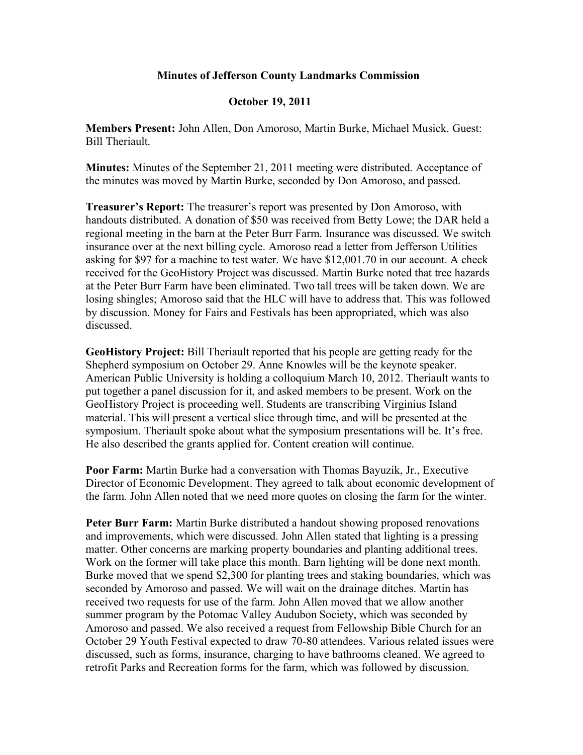**Minutes of Jefferson County Landmarks Commission**

**October 19, 2011**

**Members Present:** John Allen, Don Amoroso, Martin Burke, Michael Musick. Guest: Bill Theriault.

**Minutes:** Minutes of the September 21, 2011 meeting were distributed. Acceptance of the minutes was moved by Martin Burke, seconded by Don Amoroso, and passed.

**Treasurer's Report:** The treasurer's report was presented by Don Amoroso, with handouts distributed. A donation of $50 was received from Betty Lowe; the DAR held a regional meeting in the barn at the Peter Burr Farm. Insurance was discussed. We switch insurance over at the next billing cycle. Amoroso read a letter from Jefferson Utilities asking for $97 for a machine to test water. We have $12,001.70 in our account. A check received for the GeoHistory Project was discussed. Martin Burke noted that tree hazards at the Peter Burr Farm have been eliminated. Two tall trees will be taken down. We are losing shingles; Amoroso said that the HLC will have to address that. This was followed by discussion. Money for Fairs and Festivals has been appropriated, which was also discussed.

**GeoHistory Project:** Bill Theriault reported that his people are getting ready for the Shepherd symposium on October 29. Anne Knowles will be the keynote speaker. American Public University is holding a colloquium March 10, 2012. Theriault wants to put together a panel discussion for it, and asked members to be present. Work on the GeoHistory Project is proceeding well. Students are transcribing Virginius Island material. This will present a vertical slice through time, and will be presented at the symposium. Theriault spoke about what the symposium presentations will be. It's free. He also described the grants applied for. Content creation will continue.

**Poor Farm:** Martin Burke had a conversation with Thomas Bayuzik, Jr., Executive Director of Economic Development. They agreed to talk about economic development of the farm. John Allen noted that we need more quotes on closing the farm for the winter.

**Peter Burr Farm:** Martin Burke distributed a handout showing proposed renovations and improvements, which were discussed. John Allen stated that lighting is a pressing matter. Other concerns are marking property boundaries and planting additional trees. Work on the former will take place this month. Barn lighting will be done next month. Burke moved that we spend $2,300 for planting trees and staking boundaries, which was seconded by Amoroso and passed. We will wait on the drainage ditches. Martin has received two requests for use of the farm. John Allen moved that we allow another summer program by the Potomac Valley Audubon Society, which was seconded by Amoroso and passed. We also received a request from Fellowship Bible Church for an October 29 Youth Festival expected to draw 70-80 attendees. Various related issues were discussed, such as forms, insurance, charging to have bathrooms cleaned. We agreed to retrofit Parks and Recreation forms for the farm, which was followed by discussion.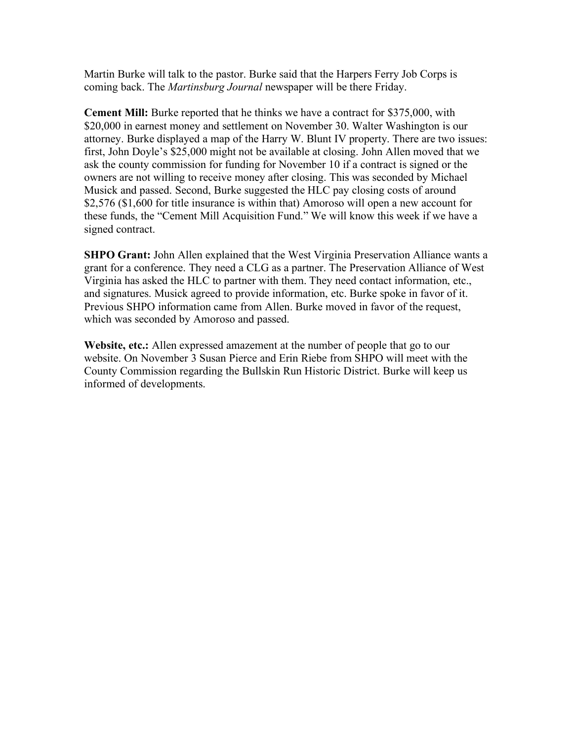Martin Burke will talk to the pastor. Burke said that the Harpers Ferry Job Corps is coming back. The *Martinsburg Journal* newspaper will be there Friday.

**Cement Mill:** Burke reported that he thinks we have a contract for $375,000, with $20,000 in earnest money and settlement on November 30. Walter Washington is our attorney. Burke displayed a map of the Harry W. Blunt IV property. There are two issues: first, John Doyle's $25,000 might not be available at closing. John Allen moved that we ask the county commission for funding for November 10 if a contract is signed or the owners are not willing to receive money after closing. This was seconded by Michael Musick and passed. Second, Burke suggested the HLC pay closing costs of around $2,576 ($1,600 for title insurance is within that) Amoroso will open a new account for these funds, the "Cement Mill Acquisition Fund." We will know this week if we have a signed contract.

**SHPO Grant:** John Allen explained that the West Virginia Preservation Alliance wants a grant for a conference. They need a CLG as a partner. The Preservation Alliance of West Virginia has asked the HLC to partner with them. They need contact information, etc., and signatures. Musick agreed to provide information, etc. Burke spoke in favor of it. Previous SHPO information came from Allen. Burke moved in favor of the request, which was seconded by Amoroso and passed.

**Website, etc.:** Allen expressed amazement at the number of people that go to our website. On November 3 Susan Pierce and Erin Riebe from SHPO will meet with the County Commission regarding the Bullskin Run Historic District. Burke will keep us informed of developments.